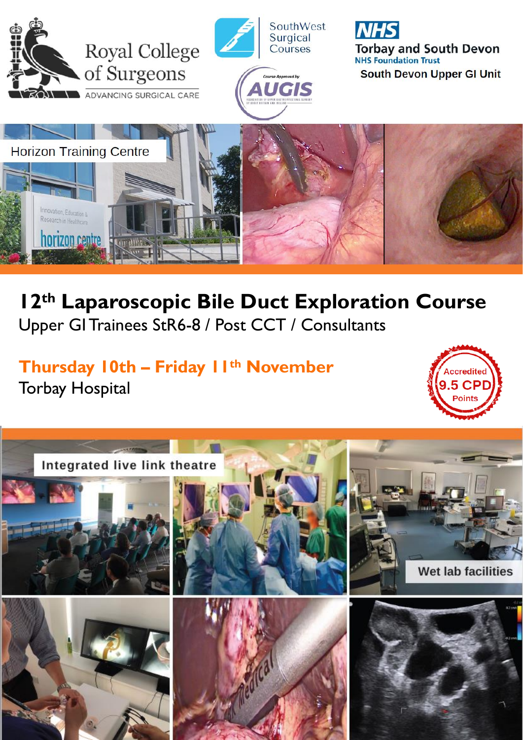Royal College of Surgeons
ADVANCING SURGICAL CARE

SouthWest Surgical Courses

Course Approved by AUGIS

NHS Torbay and South Devon NHS Foundation Trust
South Devon Upper GI Unit

Horizon Training Centre

# 12th Laparoscopic Bile Duct Exploration Course

Upper GI Trainees StR6-8 / Post CCT / Consultants

**Thursday 10th – Friday 11th November**

Torbay Hospital

Accredited 9.5 CPD Points

Integrated live link theatre

Wet lab facilities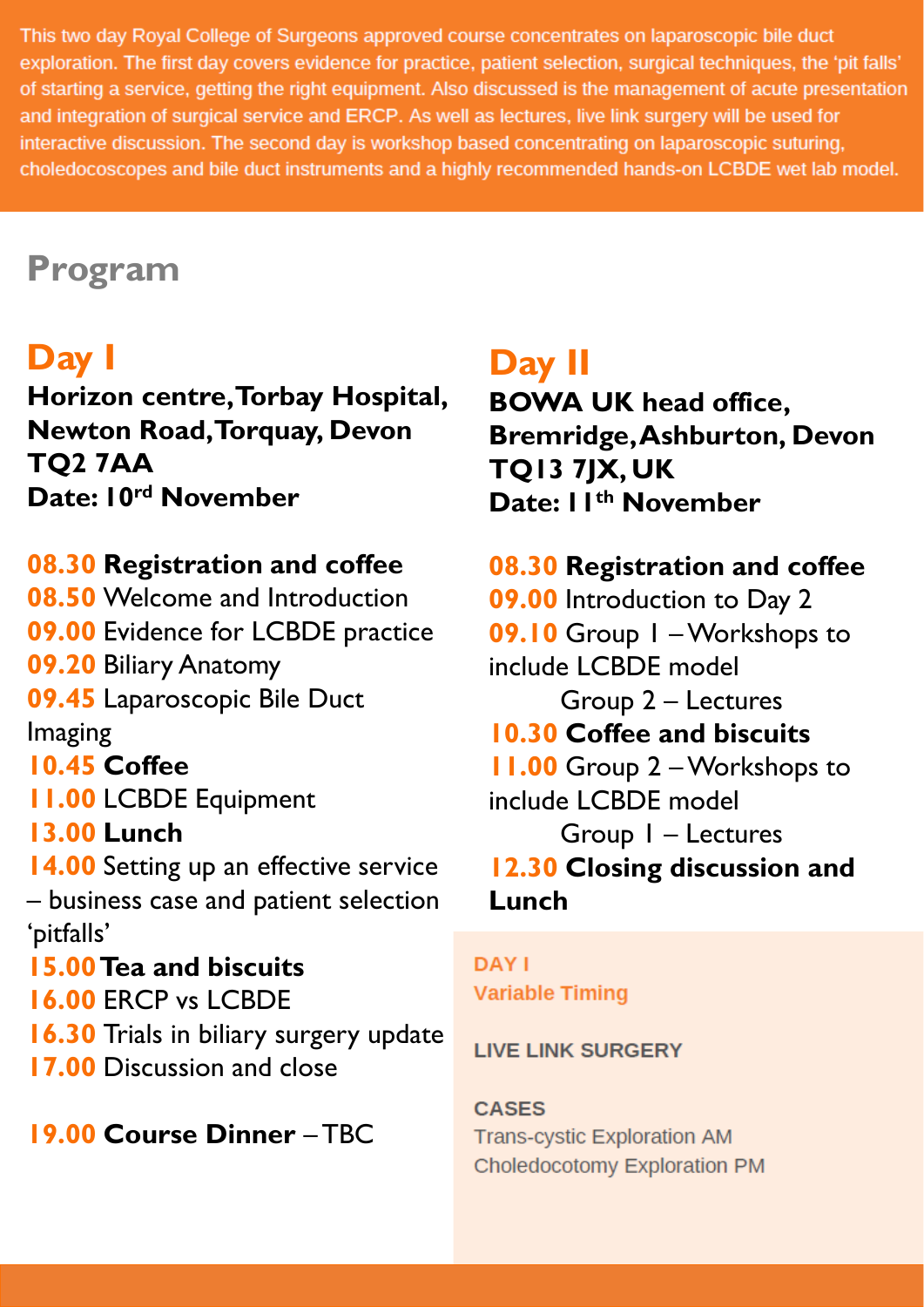This two day Royal College of Surgeons approved course concentrates on laparoscopic bile duct exploration. The first day covers evidence for practice, patient selection, surgical techniques, the 'pit falls' of starting a service, getting the right equipment. Also discussed is the management of acute presentation and integration of surgical service and ERCP. As well as lectures, live link surgery will be used for interactive discussion. The second day is workshop based concentrating on laparoscopic suturing, choledocoscopes and bile duct instruments and a highly recommended hands-on LCBDE wet lab model.

# Program

## Day I

**Horizon centre, Torbay Hospital, Newton Road, Torquay, Devon TQ2 7AA**
**Date: 10rd November**

**08.30 Registration and coffee**
**08.50** Welcome and Introduction
**09.00** Evidence for LCBDE practice
**09.20** Biliary Anatomy
**09.45** Laparoscopic Bile Duct Imaging
**10.45 Coffee**
**11.00** LCBDE Equipment
**13.00 Lunch**
**14.00** Setting up an effective service – business case and patient selection 'pitfalls'
**15.00 Tea and biscuits**
**16.00** ERCP vs LCBDE
**16.30** Trials in biliary surgery update
**17.00** Discussion and close

**19.00 Course Dinner** – TBC

## Day II

**BOWA UK head office, Bremridge, Ashburton, Devon TQ13 7JX, UK**
**Date: 11th November**

**08.30 Registration and coffee**
**09.00** Introduction to Day 2
**09.10** Group 1 – Workshops to include LCBDE model
Group 2 – Lectures
**10.30 Coffee and biscuits**
**11.00** Group 2 – Workshops to include LCBDE model
Group 1 – Lectures
**12.30 Closing discussion and Lunch**

**DAY I**
**Variable Timing**

**LIVE LINK SURGERY**

**CASES**
Trans-cystic Exploration AM
Choledocotomy Exploration PM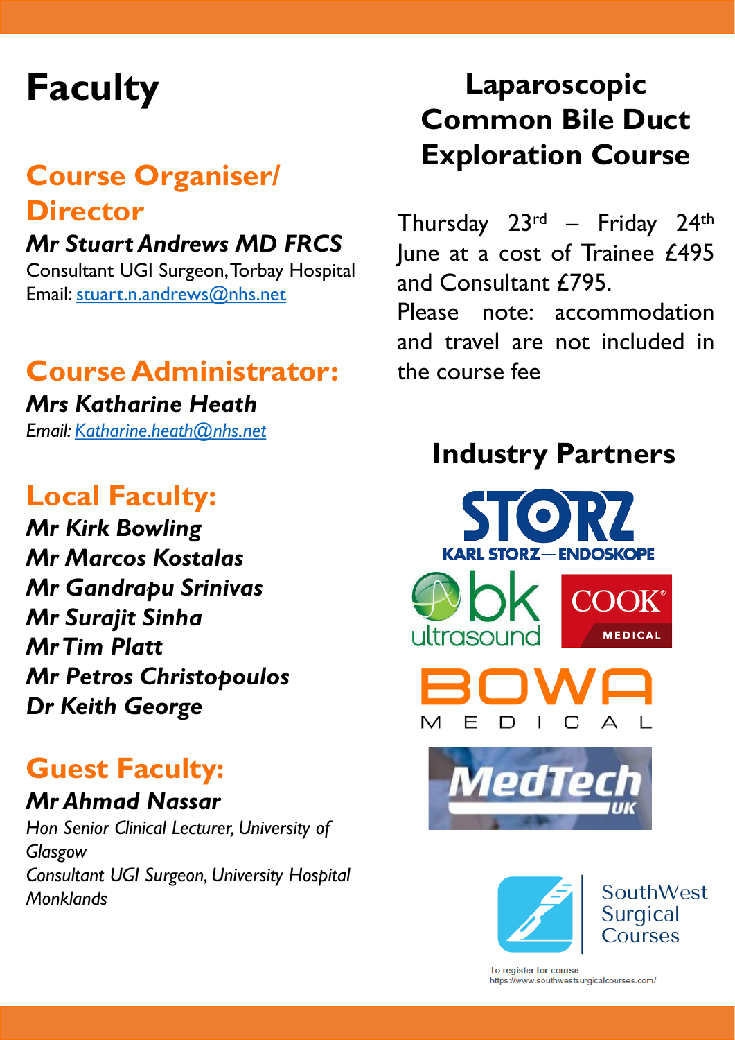# Faculty

## Course Organiser/ Director

***Mr Stuart Andrews MD FRCS***

Consultant UGI Surgeon, Torbay Hospital

Email: stuart.n.andrews@nhs.net

## Course Administrator:

***Mrs Katharine Heath***

*Email: Katharine.heath@nhs.net*

## Local Faculty:

***Mr Kirk Bowling***

***Mr Marcos Kostalas***

***Mr Gandrapu Srinivas***

***Mr Surajit Sinha***

***Mr Tim Platt***

***Mr Petros Christopoulos***

***Dr Keith George***

## Guest Faculty:

***Mr Ahmad Nassar***

*Hon Senior Clinical Lecturer, University of Glasgow*

*Consultant UGI Surgeon, University Hospital Monklands*

# Laparoscopic Common Bile Duct Exploration Course

Thursday 23rd – Friday 24th June at a cost of Trainee £495 and Consultant £795.

Please note: accommodation and travel are not included in the course fee

## Industry Partners

STORZ KARL STORZ—ENDOSKOPE

bk ultrasound

COOK MEDICAL

BOWA MEDICAL

MedTech UK

SouthWest Surgical Courses

To register for course
https://www.southwestsurgicalcourses.com/